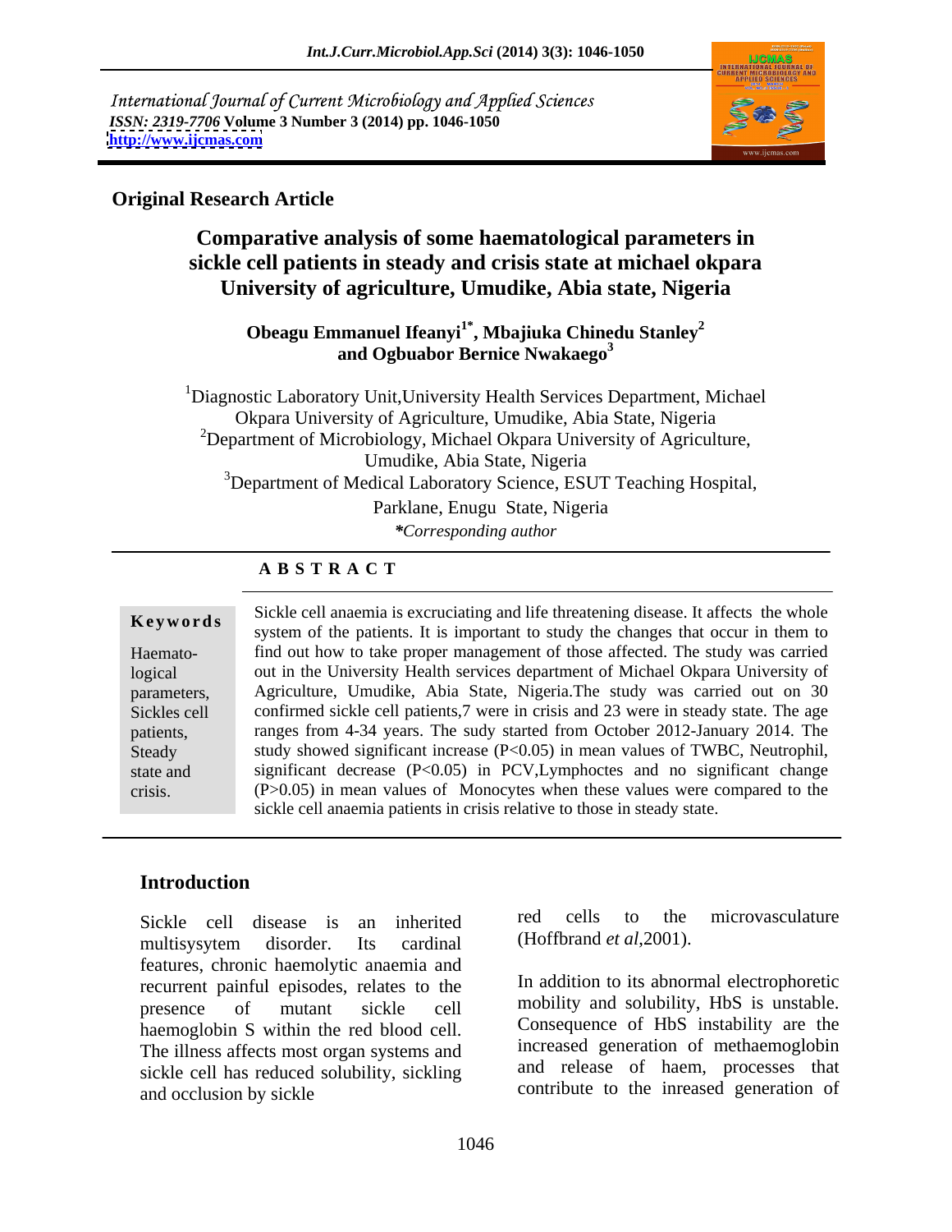International Journal of Current Microbiology and Applied Sciences
*ISSN: 2319-7706* **Volume 3 Number 3 (2014) pp. 1046-1050**
**http://www.ijcmas.com**

**Original Research Article**

# Comparative analysis of some haematological parameters in sickle cell patients in steady and crisis state at michael okpara University of agriculture, Umudike, Abia state, Nigeria

**Obeagu Emmanuel Ifeanyi[1*], Mbajiuka Chinedu Stanley[2] and Ogbuabor Bernice Nwakaego[3]**

[1]Diagnostic Laboratory Unit,University Health Services Department, Michael Okpara University of Agriculture, Umudike, Abia State, Nigeria
[2]Department of Microbiology, Michael Okpara University of Agriculture, Umudike, Abia State, Nigeria
[3]Department of Medical Laboratory Science, ESUT Teaching Hospital, Parklane, Enugu State, Nigeria

**\*Corresponding author*

## A B S T R A C T

**Keywords**

Haemato-logical parameters, Sickles cell patients, Steady state and crisis.

Sickle cell anaemia is excruciating and life threatening disease. It affects the whole system of the patients. It is important to study the changes that occur in them to find out how to take proper management of those affected. The study was carried out in the University Health services department of Michael Okpara University of Agriculture, Umudike, Abia State, Nigeria.The study was carried out on 30 confirmed sickle cell patients,7 were in crisis and 23 were in steady state. The age ranges from 4-34 years. The sudy started from October 2012-January 2014. The study showed significant increase ($P<0.05$) in mean values of TWBC, Neutrophil, significant decrease ($P<0.05$) in PCV,Lymphoctes and no significant change ($P>0.05$) in mean values of Monocytes when these values were compared to the sickle cell anaemia patients in crisis relative to those in steady state.

## Introduction

Sickle cell disease is an inherited multisysytem disorder. Its cardinal features, chronic haemolytic anaemia and recurrent painful episodes, relates to the presence of mutant sickle cell haemoglobin S within the red blood cell. The illness affects most organ systems and sickle cell has reduced solubility, sickling and occlusion by sickle red cells to the microvasculature (Hoffbrand *et al*,2001).

In addition to its abnormal electrophoretic mobility and solubility, HbS is unstable. Consequence of HbS instability are the increased generation of methaemoglobin and release of haem, processes that contribute to the inreased generation of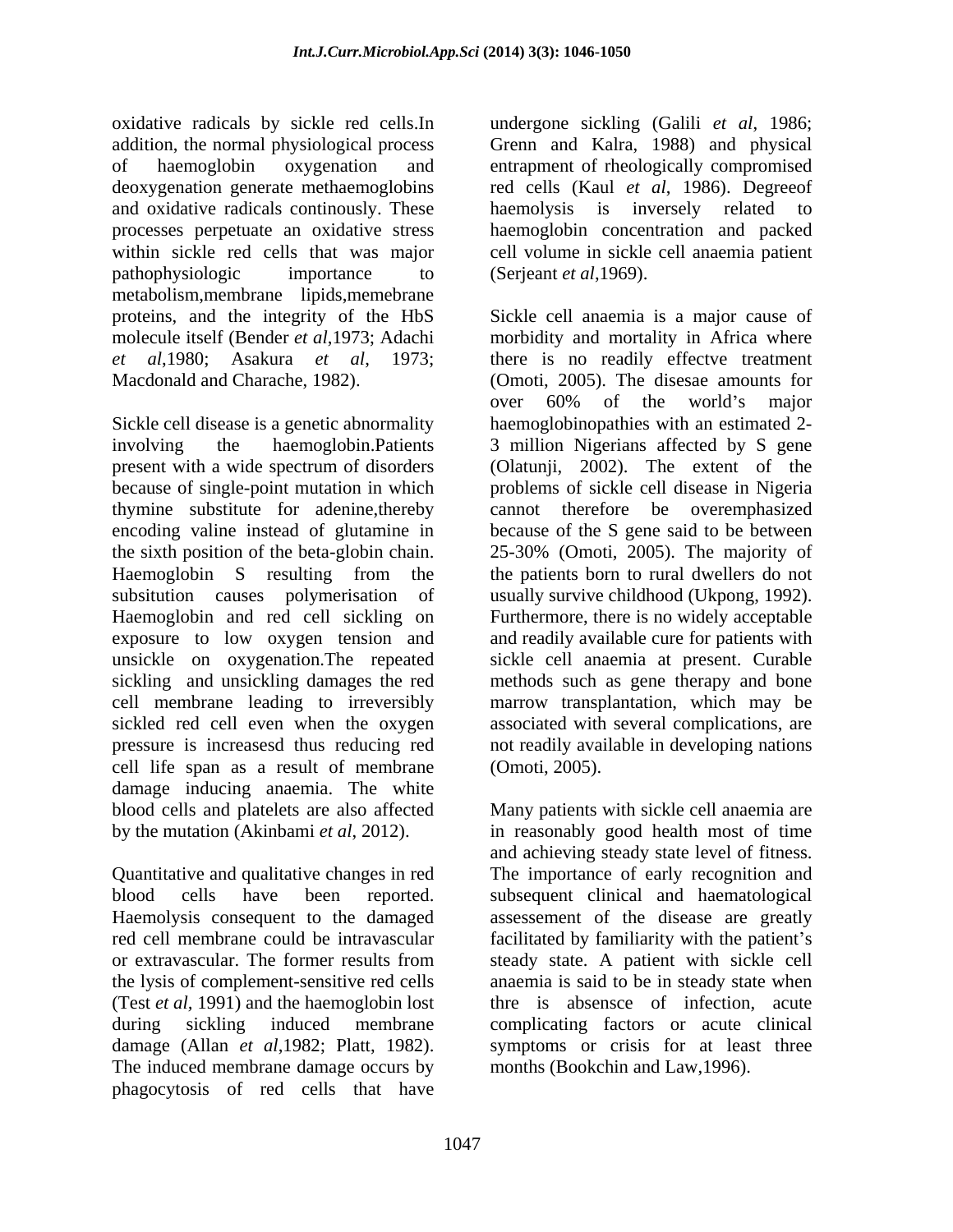oxidative radicals by sickle red cells.In addition, the normal physiological process of haemoglobin oxygenation and deoxygenation generate methaemoglobins and oxidative radicals continously. These processes perpetuate an oxidative stress within sickle red cells that was major pathophysiologic importance to metabolism,membrane lipids,memebrane proteins, and the integrity of the HbS molecule itself (Bender *et al*,1973; Adachi *et al*,1980; Asakura *et al*, 1973; Macdonald and Charache, 1982).

Sickle cell disease is a genetic abnormality involving the haemoglobin.Patients present with a wide spectrum of disorders because of single-point mutation in which thymine substitute for adenine,thereby encoding valine instead of glutamine in the sixth position of the beta-globin chain. Haemoglobin S resulting from the subsitution causes polymerisation of Haemoglobin and red cell sickling on exposure to low oxygen tension and unsickle on oxygenation.The repeated sickling and unsickling damages the red cell membrane leading to irreversibly sickled red cell even when the oxygen pressure is increasesd thus reducing red cell life span as a result of membrane damage inducing anaemia. The white blood cells and platelets are also affected by the mutation (Akinbami *et al*, 2012).

Quantitative and qualitative changes in red blood cells have been reported. Haemolysis consequent to the damaged red cell membrane could be intravascular or extravascular. The former results from the lysis of complement-sensitive red cells (Test *et al*, 1991) and the haemoglobin lost during sickling induced membrane damage (Allan *et al*,1982; Platt, 1982). The induced membrane damage occurs by phagocytosis of red cells that have undergone sickling (Galili *et al*, 1986; Grenn and Kalra, 1988) and physical entrapment of rheologically compromised red cells (Kaul *et al*, 1986). Degreeof haemolysis is inversely related to haemoglobin concentration and packed cell volume in sickle cell anaemia patient (Serjeant *et al*,1969).

Sickle cell anaemia is a major cause of morbidity and mortality in Africa where there is no readily effectve treatment (Omoti, 2005). The disesae amounts for over 60% of the world's major haemoglobinopathies with an estimated 2-3 million Nigerians affected by S gene (Olatunji, 2002). The extent of the problems of sickle cell disease in Nigeria cannot therefore be overemphasized because of the S gene said to be between 25-30% (Omoti, 2005). The majority of the patients born to rural dwellers do not usually survive childhood (Ukpong, 1992). Furthermore, there is no widely acceptable and readily available cure for patients with sickle cell anaemia at present. Curable methods such as gene therapy and bone marrow transplantation, which may be associated with several complications, are not readily available in developing nations (Omoti, 2005).

Many patients with sickle cell anaemia are in reasonably good health most of time and achieving steady state level of fitness. The importance of early recognition and subsequent clinical and haematological assessement of the disease are greatly facilitated by familiarity with the patient's steady state. A patient with sickle cell anaemia is said to be in steady state when thre is absensce of infection, acute complicating factors or acute clinical symptoms or crisis for at least three months (Bookchin and Law,1996).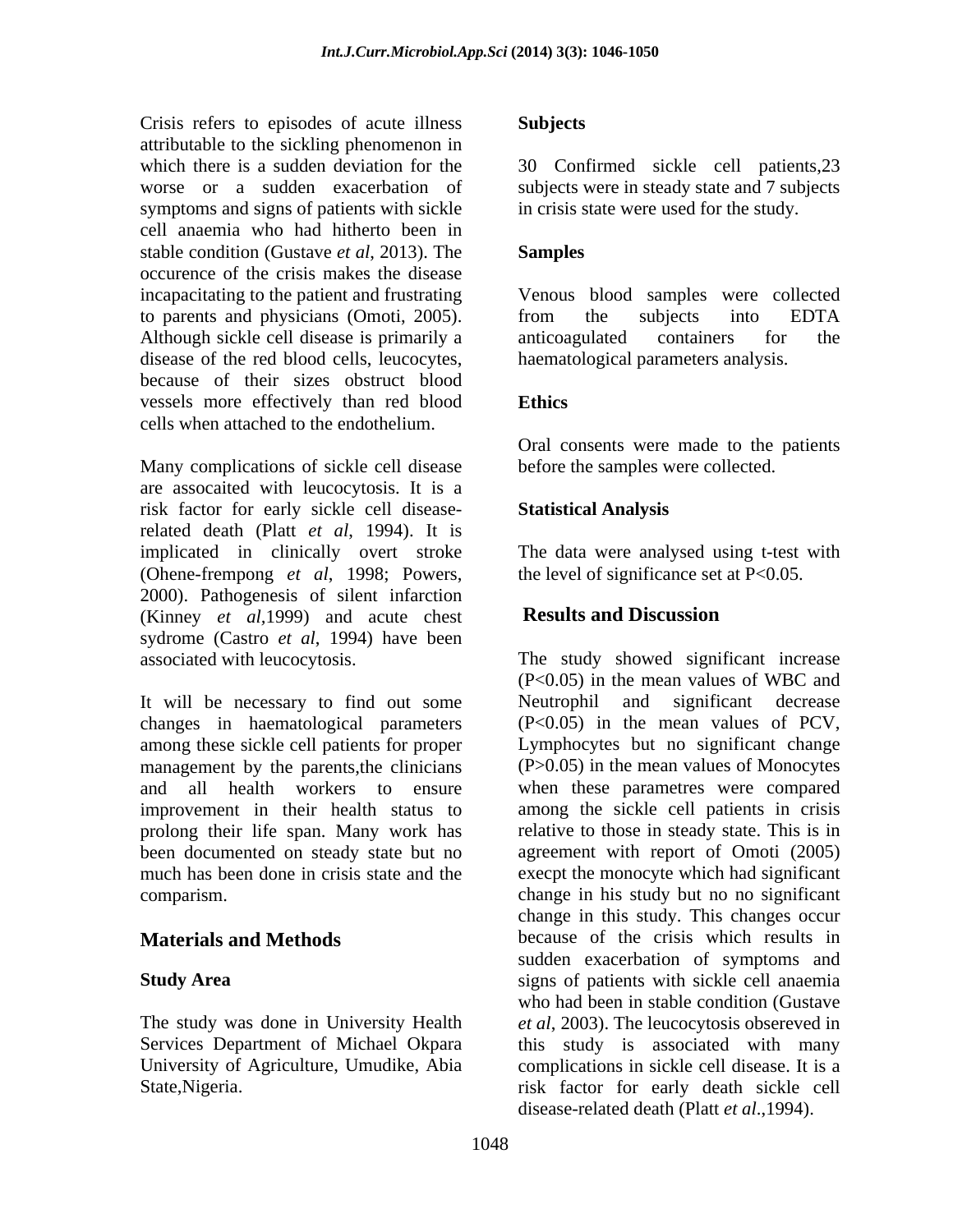Crisis refers to episodes of acute illness attributable to the sickling phenomenon in which there is a sudden deviation for the worse or a sudden exacerbation of symptoms and signs of patients with sickle cell anaemia who had hitherto been in stable condition (Gustave *et al*, 2013). The occurence of the crisis makes the disease incapacitating to the patient and frustrating to parents and physicians (Omoti, 2005). Although sickle cell disease is primarily a disease of the red blood cells, leucocytes, because of their sizes obstruct blood vessels more effectively than red blood cells when attached to the endothelium.

Many complications of sickle cell disease are assocaited with leucocytosis. It is a risk factor for early sickle cell disease-related death (Platt *et al*, 1994). It is implicated in clinically overt stroke (Ohene-frempong *et al*, 1998; Powers, 2000). Pathogenesis of silent infarction (Kinney *et al*,1999) and acute chest sydrome (Castro *et al*, 1994) have been associated with leucocytosis.

It will be necessary to find out some changes in haematological parameters among these sickle cell patients for proper management by the parents,the clinicians and all health workers to ensure improvement in their health status to prolong their life span. Many work has been documented on steady state but no much has been done in crisis state and the comparism.

## Materials and Methods

### Study Area

The study was done in University Health Services Department of Michael Okpara University of Agriculture, Umudike, Abia State,Nigeria.

### Subjects

30 Confirmed sickle cell patients,23 subjects were in steady state and 7 subjects in crisis state were used for the study.

### Samples

Venous blood samples were collected from the subjects into EDTA anticoagulated containers for the haematological parameters analysis.

### Ethics

Oral consents were made to the patients before the samples were collected.

### Statistical Analysis

The data were analysed using t-test with the level of significance set at $P<0.05$.

## Results and Discussion

The study showed significant increase ($P<0.05$) in the mean values of WBC and Neutrophil and significant decrease ($P<0.05$) in the mean values of PCV, Lymphocytes but no significant change ($P>0.05$) in the mean values of Monocytes when these parametres were compared among the sickle cell patients in crisis relative to those in steady state. This is in agreement with report of Omoti (2005) execpt the monocyte which had significant change in his study but no no significant change in this study. This changes occur because of the crisis which results in sudden exacerbation of symptoms and signs of patients with sickle cell anaemia who had been in stable condition (Gustave *et al*, 2003). The leucocytosis obsereved in this study is associated with many complications in sickle cell disease. It is a risk factor for early death sickle cell disease-related death (Platt *et al*.,1994).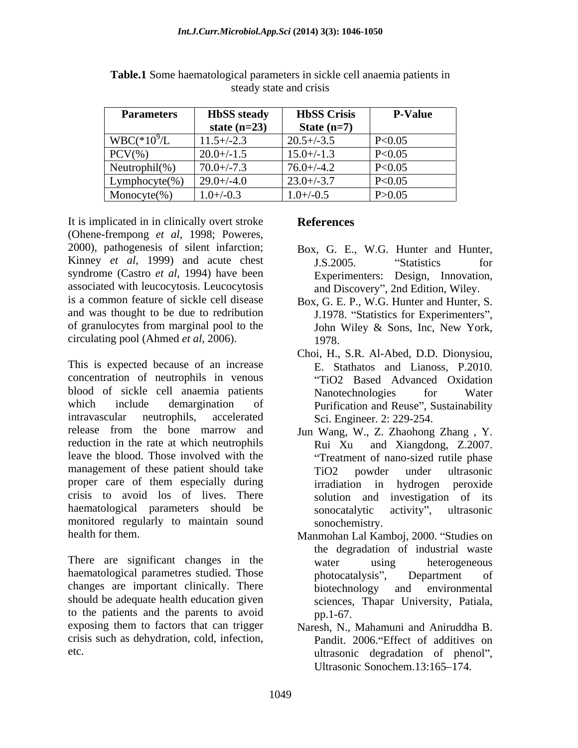**Table.1** Some haematological parameters in sickle cell anaemia patients in steady state and crisis

| Parameters | HbSS steady state (n=23) | HbSS Crisis State (n=7) | P-Value |
|---|---|---|---|
| WBC($*10^9$/L | 11.5+/-2.3 | 20.5+/-3.5 | $P<0.05$ |
| PCV(%) | 20.0+/-1.5 | 15.0+/-1.3 | $P<0.05$ |
| Neutrophil(%) | 70.0+/-7.3 | 76.0+/-4.2 | $P<0.05$ |
| Lymphocyte(%) | 29.0+/-4.0 | 23.0+/-3.7 | $P<0.05$ |
| Monocyte(%) | 1.0+/-0.3 | 1.0+/-0.5 | $P>0.05$ |

It is implicated in in clinically overt stroke (Ohene-frempong *et al*, 1998; Poweres, 2000), pathogenesis of silent infarction; Kinney *et al*, 1999) and acute chest syndrome (Castro *et al*, 1994) have been associated with leucocytosis. Leucocytosis is a common feature of sickle cell disease and was thought to be due to redribution of granulocytes from marginal pool to the circulating pool (Ahmed *et al*, 2006).

This is expected because of an increase concentration of neutrophils in venous blood of sickle cell anaemia patients which include demargination of intravascular neutrophils, accelerated release from the bone marrow and reduction in the rate at which neutrophils leave the blood. Those involved with the management of these patient should take proper care of them especially during crisis to avoid los of lives. There haematological parameters should be monitored regularly to maintain sound health for them.

There are significant changes in the haematological parametres studied. Those changes are important clinically. There should be adequate health education given to the patients and the parents to avoid exposing them to factors that can trigger crisis such as dehydration, cold, infection, etc.

## References

Box, G. E., W.G. Hunter and Hunter, J.S.2005. "Statistics for Experimenters: Design, Innovation, and Discovery", 2nd Edition, Wiley.

Box, G. E. P., W.G. Hunter and Hunter, S. J.1978. "Statistics for Experimenters", John Wiley & Sons, Inc, New York, 1978.

Choi, H., S.R. Al-Abed, D.D. Dionysiou, E. Stathatos and Lianoss, P.2010. "TiO2 Based Advanced Oxidation Nanotechnologies for Water Purification and Reuse", Sustainability Sci. Engineer. 2: 229-254.

Jun Wang, W., Z. Zhaohong Zhang , Y. Rui Xu and Xiangdong, Z.2007. "Treatment of nano-sized rutile phase TiO2 powder under ultrasonic irradiation in hydrogen peroxide solution and investigation of its sonocatalytic activity", ultrasonic sonochemistry.

Manmohan Lal Kamboj, 2000. "Studies on the degradation of industrial waste water using heterogeneous photocatalysis", Department of biotechnology and environmental sciences, Thapar University, Patiala, pp.1-67.

Naresh, N., Mahamuni and Aniruddha B. Pandit. 2006."Effect of additives on ultrasonic degradation of phenol", Ultrasonic Sonochem.13:165–174.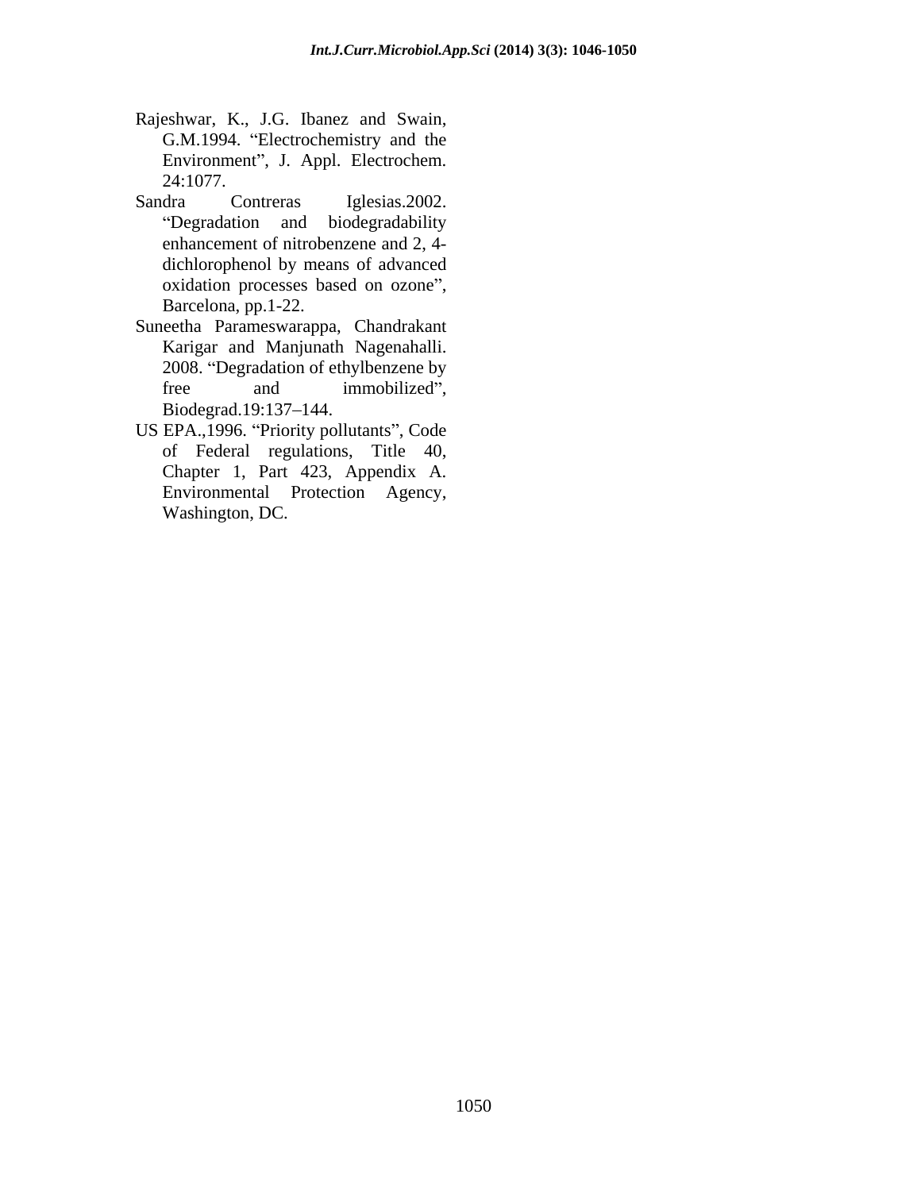Rajeshwar, K., J.G. Ibanez and Swain, G.M.1994. "Electrochemistry and the Environment", J. Appl. Electrochem. 24:1077.

Sandra Contreras Iglesias.2002. "Degradation and biodegradability enhancement of nitrobenzene and 2, 4-dichlorophenol by means of advanced oxidation processes based on ozone", Barcelona, pp.1-22.

Suneetha Parameswarappa, Chandrakant Karigar and Manjunath Nagenahalli. 2008. "Degradation of ethylbenzene by free and immobilized", Biodegrad.19:137–144.

US EPA.,1996. "Priority pollutants", Code of Federal regulations, Title 40, Chapter 1, Part 423, Appendix A. Environmental Protection Agency, Washington, DC.